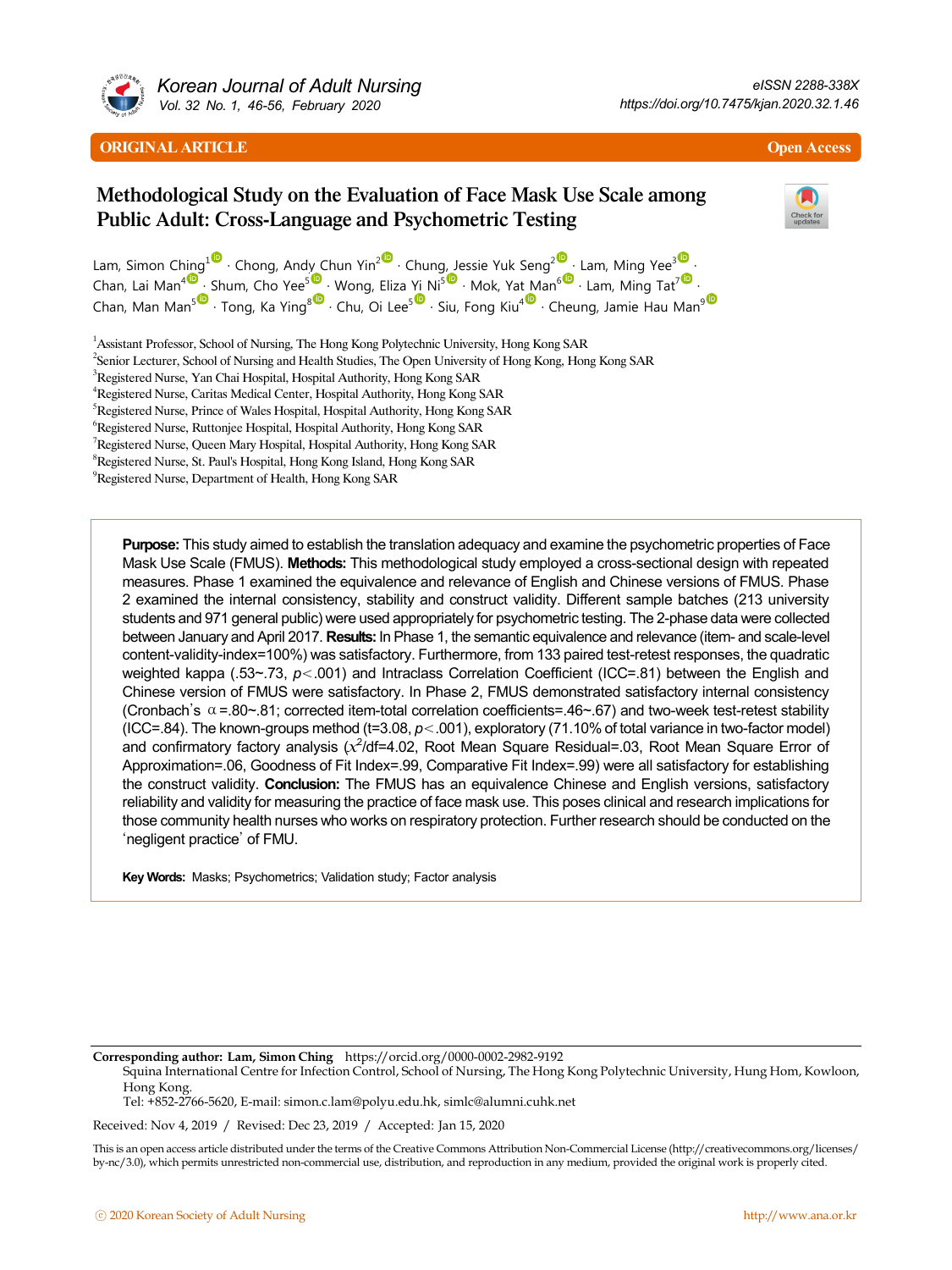ORIGINAL ARTICLE

Open Access

# Methodological Study on the Evaluation of Face Mask Use Scale among Public Adult: Cross-Language and Psychometric Testing

Lam, Simon Ching[1] · Chong, Andy Chun Yin[2] · Chung, Jessie Yuk Seng[2] · Lam, Ming Yee[3] · Chan, Lai Man[4] · Shum, Cho Yee[5] · Wong, Eliza Yi Ni[5] · Mok, Yat Man[6] · Lam, Ming Tat[7] · Chan, Man Man[5] · Tong, Ka Ying[8] · Chu, Oi Lee[5] · Siu, Fong Kiu[4] · Cheung, Jamie Hau Man[9]

[1]Assistant Professor, School of Nursing, The Hong Kong Polytechnic University, Hong Kong SAR
[2]Senior Lecturer, School of Nursing and Health Studies, The Open University of Hong Kong, Hong Kong SAR
[3]Registered Nurse, Yan Chai Hospital, Hospital Authority, Hong Kong SAR
[4]Registered Nurse, Caritas Medical Center, Hospital Authority, Hong Kong SAR
[5]Registered Nurse, Prince of Wales Hospital, Hospital Authority, Hong Kong SAR
[6]Registered Nurse, Ruttonjee Hospital, Hospital Authority, Hong Kong SAR
[7]Registered Nurse, Queen Mary Hospital, Hospital Authority, Hong Kong SAR
[8]Registered Nurse, St. Paul's Hospital, Hong Kong Island, Hong Kong SAR
[9]Registered Nurse, Department of Health, Hong Kong SAR

**Purpose:** This study aimed to establish the translation adequacy and examine the psychometric properties of Face Mask Use Scale (FMUS). **Methods:** This methodological study employed a cross-sectional design with repeated measures. Phase 1 examined the equivalence and relevance of English and Chinese versions of FMUS. Phase 2 examined the internal consistency, stability and construct validity. Different sample batches (213 university students and 971 general public) were used appropriately for psychometric testing. The 2-phase data were collected between January and April 2017. **Results:** In Phase 1, the semantic equivalence and relevance (item- and scale-level content-validity-index=100%) was satisfactory. Furthermore, from 133 paired test-retest responses, the quadratic weighted kappa (.53~.73, $p<.001$) and Intraclass Correlation Coefficient (ICC=.81) between the English and Chinese version of FMUS were satisfactory. In Phase 2, FMUS demonstrated satisfactory internal consistency (Cronbach's $\alpha$=.80~.81; corrected item-total correlation coefficients=.46~.67) and two-week test-retest stability (ICC=.84). The known-groups method (t=3.08, $p<.001$), exploratory (71.10% of total variance in two-factor model) and confirmatory factor analysis ($\chi^2$/df=4.02, Root Mean Square Residual=.03, Root Mean Square Error of Approximation=.06, Goodness of Fit Index=.99, Comparative Fit Index=.99) were all satisfactory for establishing the construct validity. **Conclusion:** The FMUS has an equivalence Chinese and English versions, satisfactory reliability and validity for measuring the practice of face mask use. This poses clinical and research implications for those community health nurses who works on respiratory protection. Further research should be conducted on the 'negligent practice' of FMU.

**Key Words:** Masks; Psychometrics; Validation study; Factor analysis

**Corresponding author: Lam, Simon Ching** https://orcid.org/0000-0002-2982-9192
Squina International Centre for Infection Control, School of Nursing, The Hong Kong Polytechnic University, Hung Hom, Kowloon, Hong Kong.
Tel: +852-2766-5620, E-mail: simon.c.lam@polyu.edu.hk, simlc@alumni.cuhk.net

Received: Nov 4, 2019 / Revised: Dec 23, 2019 / Accepted: Jan 15, 2020

This is an open access article distributed under the terms of the Creative Commons Attribution Non-Commercial License (http://creativecommons.org/licenses/by-nc/3.0), which permits unrestricted non-commercial use, distribution, and reproduction in any medium, provided the original work is properly cited.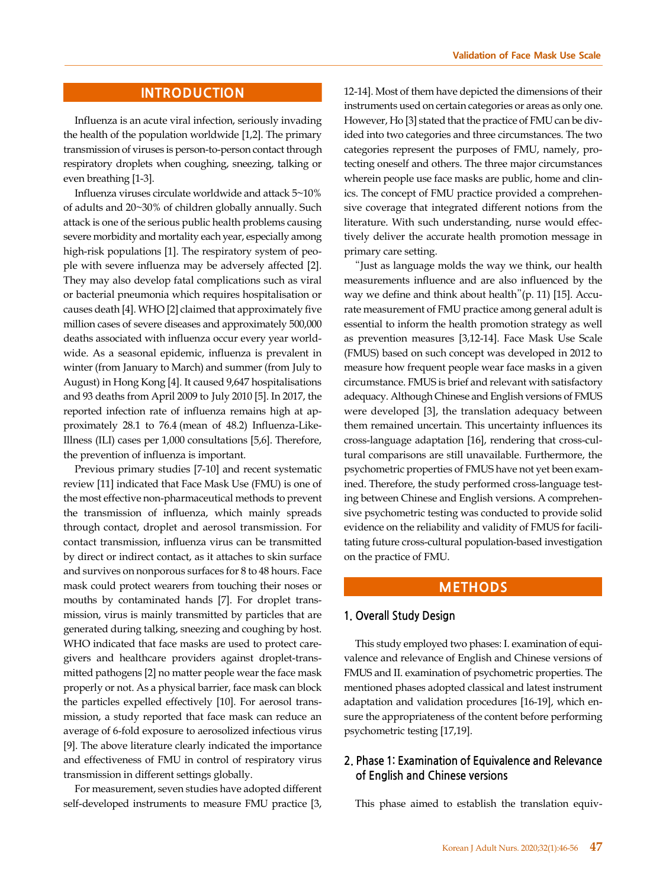## INTRODUCTION

Influenza is an acute viral infection, seriously invading the health of the population worldwide [1,2]. The primary transmission of viruses is person-to-person contact through respiratory droplets when coughing, sneezing, talking or even breathing [1-3].

Influenza viruses circulate worldwide and attack 5~10% of adults and 20~30% of children globally annually. Such attack is one of the serious public health problems causing severe morbidity and mortality each year, especially among high-risk populations [1]. The respiratory system of people with severe influenza may be adversely affected [2]. They may also develop fatal complications such as viral or bacterial pneumonia which requires hospitalisation or causes death [4]. WHO [2] claimed that approximately five million cases of severe diseases and approximately 500,000 deaths associated with influenza occur every year worldwide. As a seasonal epidemic, influenza is prevalent in winter (from January to March) and summer (from July to August) in Hong Kong [4]. It caused 9,647 hospitalisations and 93 deaths from April 2009 to July 2010 [5]. In 2017, the reported infection rate of influenza remains high at approximately 28.1 to 76.4 (mean of 48.2) Influenza-Like-Illness (ILI) cases per 1,000 consultations [5,6]. Therefore, the prevention of influenza is important.

Previous primary studies [7-10] and recent systematic review [11] indicated that Face Mask Use (FMU) is one of the most effective non-pharmaceutical methods to prevent the transmission of influenza, which mainly spreads through contact, droplet and aerosol transmission. For contact transmission, influenza virus can be transmitted by direct or indirect contact, as it attaches to skin surface and survives on nonporous surfaces for 8 to 48 hours. Face mask could protect wearers from touching their noses or mouths by contaminated hands [7]. For droplet transmission, virus is mainly transmitted by particles that are generated during talking, sneezing and coughing by host. WHO indicated that face masks are used to protect caregivers and healthcare providers against droplet-transmitted pathogens [2] no matter people wear the face mask properly or not. As a physical barrier, face mask can block the particles expelled effectively [10]. For aerosol transmission, a study reported that face mask can reduce an average of 6-fold exposure to aerosolized infectious virus [9]. The above literature clearly indicated the importance and effectiveness of FMU in control of respiratory virus transmission in different settings globally.

For measurement, seven studies have adopted different self-developed instruments to measure FMU practice [3,12-14]. Most of them have depicted the dimensions of their instruments used on certain categories or areas as only one. However, Ho [3] stated that the practice of FMU can be divided into two categories and three circumstances. The two categories represent the purposes of FMU, namely, protecting oneself and others. The three major circumstances wherein people use face masks are public, home and clinics. The concept of FMU practice provided a comprehensive coverage that integrated different notions from the literature. With such understanding, nurse would effectively deliver the accurate health promotion message in primary care setting.

"Just as language molds the way we think, our health measurements influence and are also influenced by the way we define and think about health"(p. 11) [15]. Accurate measurement of FMU practice among general adult is essential to inform the health promotion strategy as well as prevention measures [3,12-14]. Face Mask Use Scale (FMUS) based on such concept was developed in 2012 to measure how frequent people wear face masks in a given circumstance. FMUS is brief and relevant with satisfactory adequacy. Although Chinese and English versions of FMUS were developed [3], the translation adequacy between them remained uncertain. This uncertainty influences its cross-language adaptation [16], rendering that cross-cultural comparisons are still unavailable. Furthermore, the psychometric properties of FMUS have not yet been examined. Therefore, the study performed cross-language testing between Chinese and English versions. A comprehensive psychometric testing was conducted to provide solid evidence on the reliability and validity of FMUS for facilitating future cross-cultural population-based investigation on the practice of FMU.

## METHODS

### 1. Overall Study Design

This study employed two phases: I. examination of equivalence and relevance of English and Chinese versions of FMUS and II. examination of psychometric properties. The mentioned phases adopted classical and latest instrument adaptation and validation procedures [16-19], which ensure the appropriateness of the content before performing psychometric testing [17,19].

### 2. Phase 1: Examination of Equivalence and Relevance of English and Chinese versions

This phase aimed to establish the translation equiv-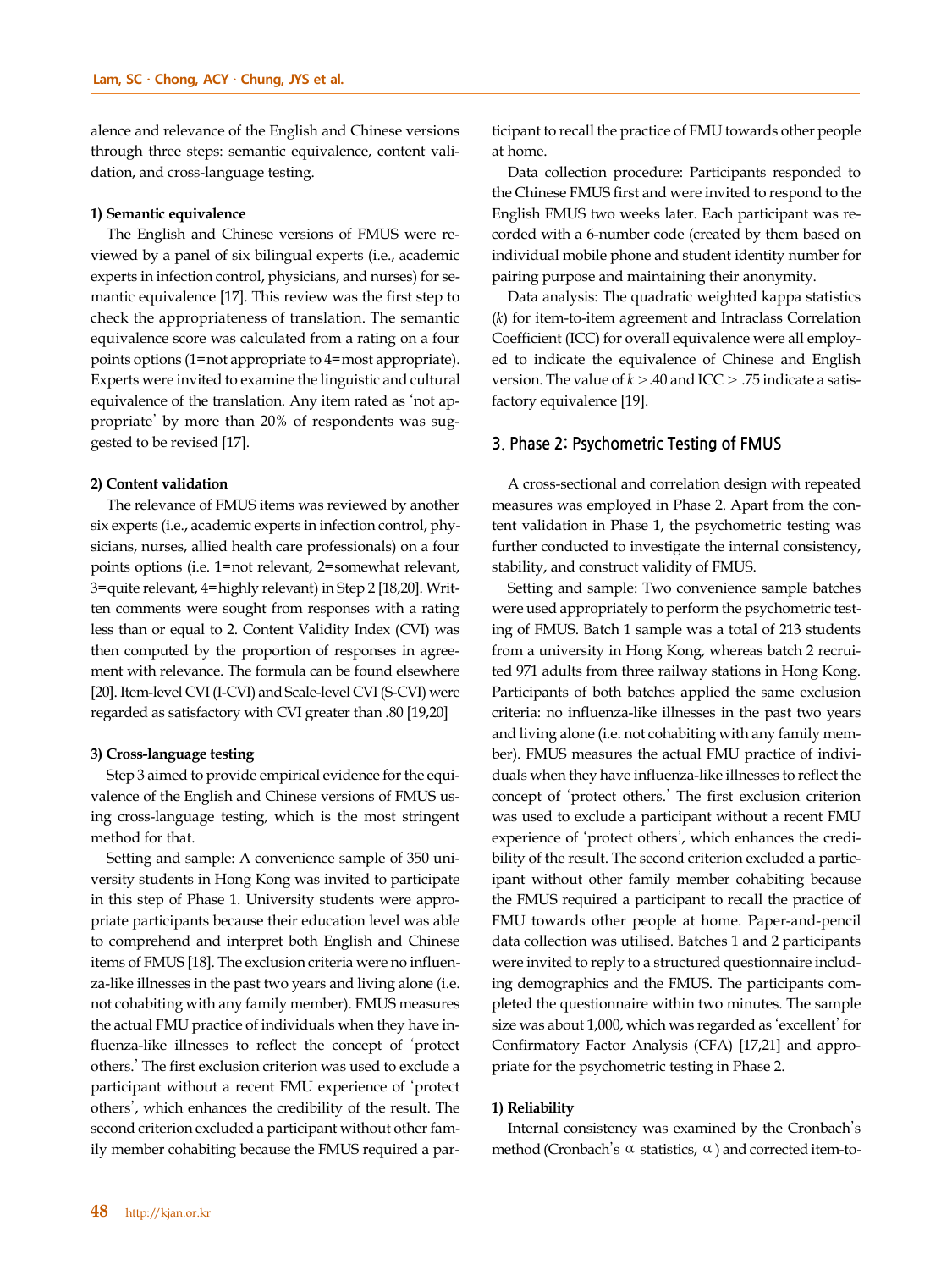alence and relevance of the English and Chinese versions through three steps: semantic equivalence, content validation, and cross-language testing.

#### 1) Semantic equivalence

The English and Chinese versions of FMUS were reviewed by a panel of six bilingual experts (i.e., academic experts in infection control, physicians, and nurses) for semantic equivalence [17]. This review was the first step to check the appropriateness of translation. The semantic equivalence score was calculated from a rating on a four points options (1=not appropriate to 4=most appropriate). Experts were invited to examine the linguistic and cultural equivalence of the translation. Any item rated as 'not appropriate' by more than 20% of respondents was suggested to be revised [17].

#### 2) Content validation

The relevance of FMUS items was reviewed by another six experts (i.e., academic experts in infection control, physicians, nurses, allied health care professionals) on a four points options (i.e. 1=not relevant, 2=somewhat relevant, 3=quite relevant, 4=highly relevant) in Step 2 [18,20]. Written comments were sought from responses with a rating less than or equal to 2. Content Validity Index (CVI) was then computed by the proportion of responses in agreement with relevance. The formula can be found elsewhere [20]. Item-level CVI (I-CVI) and Scale-level CVI (S-CVI) were regarded as satisfactory with CVI greater than .80 [19,20]

#### 3) Cross-language testing

Step 3 aimed to provide empirical evidence for the equivalence of the English and Chinese versions of FMUS using cross-language testing, which is the most stringent method for that.

Setting and sample: A convenience sample of 350 university students in Hong Kong was invited to participate in this step of Phase 1. University students were appropriate participants because their education level was able to comprehend and interpret both English and Chinese items of FMUS [18]. The exclusion criteria were no influenza-like illnesses in the past two years and living alone (i.e. not cohabiting with any family member). FMUS measures the actual FMU practice of individuals when they have influenza-like illnesses to reflect the concept of 'protect others.' The first exclusion criterion was used to exclude a participant without a recent FMU experience of 'protect others', which enhances the credibility of the result. The second criterion excluded a participant without other family member cohabiting because the FMUS required a participant to recall the practice of FMU towards other people at home.

Data collection procedure: Participants responded to the Chinese FMUS first and were invited to respond to the English FMUS two weeks later. Each participant was recorded with a 6-number code (created by them based on individual mobile phone and student identity number for pairing purpose and maintaining their anonymity.

Data analysis: The quadratic weighted kappa statistics ($k$) for item-to-item agreement and Intraclass Correlation Coefficient (ICC) for overall equivalence were all employed to indicate the equivalence of Chinese and English version. The value of $k > .40$ and ICC $> .75$ indicate a satisfactory equivalence [19].

### 3. Phase 2: Psychometric Testing of FMUS

A cross-sectional and correlation design with repeated measures was employed in Phase 2. Apart from the content validation in Phase 1, the psychometric testing was further conducted to investigate the internal consistency, stability, and construct validity of FMUS.

Setting and sample: Two convenience sample batches were used appropriately to perform the psychometric testing of FMUS. Batch 1 sample was a total of 213 students from a university in Hong Kong, whereas batch 2 recruited 971 adults from three railway stations in Hong Kong. Participants of both batches applied the same exclusion criteria: no influenza-like illnesses in the past two years and living alone (i.e. not cohabiting with any family member). FMUS measures the actual FMU practice of individuals when they have influenza-like illnesses to reflect the concept of 'protect others.' The first exclusion criterion was used to exclude a participant without a recent FMU experience of 'protect others', which enhances the credibility of the result. The second criterion excluded a participant without other family member cohabiting because the FMUS required a participant to recall the practice of FMU towards other people at home. Paper-and-pencil data collection was utilised. Batches 1 and 2 participants were invited to reply to a structured questionnaire including demographics and the FMUS. The participants completed the questionnaire within two minutes. The sample size was about 1,000, which was regarded as 'excellent' for Confirmatory Factor Analysis (CFA) [17,21] and appropriate for the psychometric testing in Phase 2.

#### 1) Reliability

Internal consistency was examined by the Cronbach's method (Cronbach's $\alpha$ statistics, $\alpha$) and corrected item-to-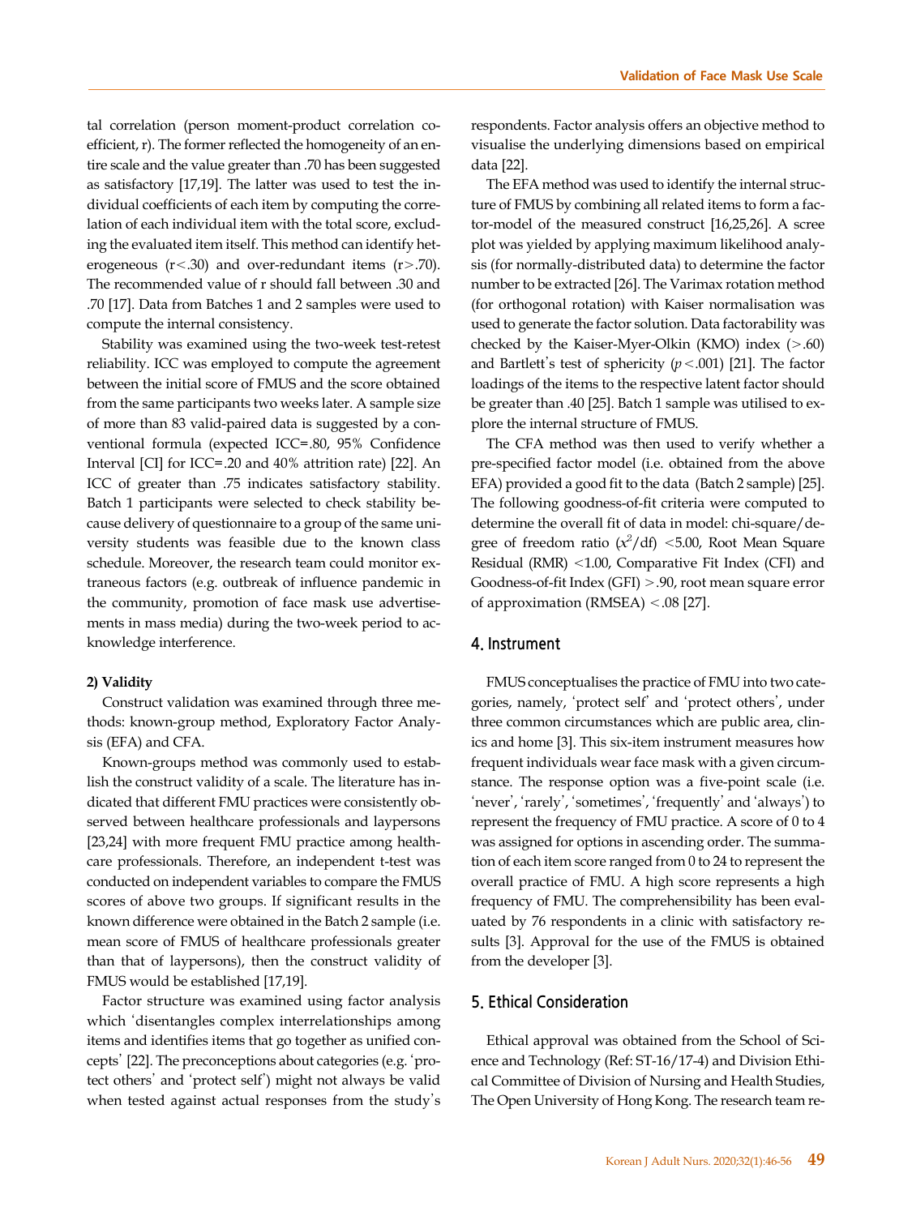tal correlation (person moment-product correlation coefficient, r). The former reflected the homogeneity of an entire scale and the value greater than .70 has been suggested as satisfactory [17,19]. The latter was used to test the individual coefficients of each item by computing the correlation of each individual item with the total score, excluding the evaluated item itself. This method can identify heterogeneous (r<.30) and over-redundant items (r>.70). The recommended value of r should fall between .30 and .70 [17]. Data from Batches 1 and 2 samples were used to compute the internal consistency.

Stability was examined using the two-week test-retest reliability. ICC was employed to compute the agreement between the initial score of FMUS and the score obtained from the same participants two weeks later. A sample size of more than 83 valid-paired data is suggested by a conventional formula (expected ICC=.80, 95% Confidence Interval [CI] for ICC=.20 and 40% attrition rate) [22]. An ICC of greater than .75 indicates satisfactory stability. Batch 1 participants were selected to check stability because delivery of questionnaire to a group of the same university students was feasible due to the known class schedule. Moreover, the research team could monitor extraneous factors (e.g. outbreak of influence pandemic in the community, promotion of face mask use advertisements in mass media) during the two-week period to acknowledge interference.

**2) Validity**

Construct validation was examined through three methods: known-group method, Exploratory Factor Analysis (EFA) and CFA.

Known-groups method was commonly used to establish the construct validity of a scale. The literature has indicated that different FMU practices were consistently observed between healthcare professionals and laypersons [23,24] with more frequent FMU practice among healthcare professionals. Therefore, an independent t-test was conducted on independent variables to compare the FMUS scores of above two groups. If significant results in the known difference were obtained in the Batch 2 sample (i.e. mean score of FMUS of healthcare professionals greater than that of laypersons), then the construct validity of FMUS would be established [17,19].

Factor structure was examined using factor analysis which 'disentangles complex interrelationships among items and identifies items that go together as unified concepts' [22]. The preconceptions about categories (e.g. 'protect others' and 'protect self') might not always be valid when tested against actual responses from the study's respondents. Factor analysis offers an objective method to visualise the underlying dimensions based on empirical data [22].

The EFA method was used to identify the internal structure of FMUS by combining all related items to form a factor-model of the measured construct [16,25,26]. A scree plot was yielded by applying maximum likelihood analysis (for normally-distributed data) to determine the factor number to be extracted [26]. The Varimax rotation method (for orthogonal rotation) with Kaiser normalisation was used to generate the factor solution. Data factorability was checked by the Kaiser-Myer-Olkin (KMO) index (>.60) and Bartlett's test of sphericity ($p$<.001) [21]. The factor loadings of the items to the respective latent factor should be greater than .40 [25]. Batch 1 sample was utilised to explore the internal structure of FMUS.

The CFA method was then used to verify whether a pre-specified factor model (i.e. obtained from the above EFA) provided a good fit to the data (Batch 2 sample) [25]. The following goodness-of-fit criteria were computed to determine the overall fit of data in model: chi-square/degree of freedom ratio ($x^2$/df) <5.00, Root Mean Square Residual (RMR) <1.00, Comparative Fit Index (CFI) and Goodness-of-fit Index (GFI) >.90, root mean square error of approximation (RMSEA) <.08 [27].

## 4. Instrument

FMUS conceptualises the practice of FMU into two categories, namely, 'protect self' and 'protect others', under three common circumstances which are public area, clinics and home [3]. This six-item instrument measures how frequent individuals wear face mask with a given circumstance. The response option was a five-point scale (i.e. 'never', 'rarely', 'sometimes', 'frequently' and 'always') to represent the frequency of FMU practice. A score of 0 to 4 was assigned for options in ascending order. The summation of each item score ranged from 0 to 24 to represent the overall practice of FMU. A high score represents a high frequency of FMU. The comprehensibility has been evaluated by 76 respondents in a clinic with satisfactory results [3]. Approval for the use of the FMUS is obtained from the developer [3].

## 5. Ethical Consideration

Ethical approval was obtained from the School of Science and Technology (Ref: ST-16/17-4) and Division Ethical Committee of Division of Nursing and Health Studies, The Open University of Hong Kong. The research team re-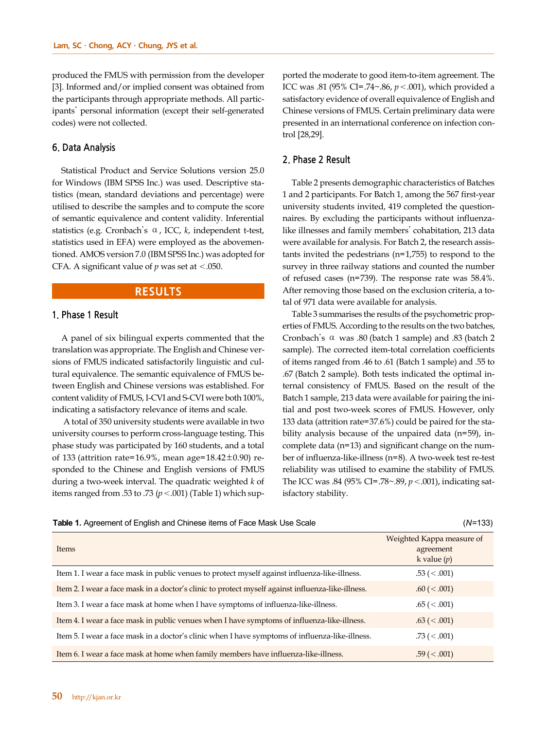produced the FMUS with permission from the developer [3]. Informed and/or implied consent was obtained from the participants through appropriate methods. All participants' personal information (except their self-generated codes) were not collected.

### 6. Data Analysis

Statistical Product and Service Solutions version 25.0 for Windows (IBM SPSS Inc.) was used. Descriptive statistics (mean, standard deviations and percentage) were utilised to describe the samples and to compute the score of semantic equivalence and content validity. Inferential statistics (e.g. Cronbach's $\alpha$, ICC, *k*, independent t-test, statistics used in EFA) were employed as the abovementioned. AMOS version 7.0 (IBM SPSS Inc.) was adopted for CFA. A significant value of $p$ was set at $<.050$.

## RESULTS

### 1. Phase 1 Result

A panel of six bilingual experts commented that the translation was appropriate. The English and Chinese versions of FMUS indicated satisfactorily linguistic and cultural equivalence. The semantic equivalence of FMUS between English and Chinese versions was established. For content validity of FMUS, I-CVI and S-CVI were both 100%, indicating a satisfactory relevance of items and scale.

A total of 350 university students were available in two university courses to perform cross-language testing. This phase study was participated by 160 students, and a total of 133 (attrition rate=16.9%, mean age=18.42±0.90) responded to the Chinese and English versions of FMUS during a two-week interval. The quadratic weighted *k* of items ranged from .53 to .73 ($p<.001$) (Table 1) which supported the moderate to good item-to-item agreement. The ICC was .81 (95% CI=.74~.86, $p<.001$), which provided a satisfactory evidence of overall equivalence of English and Chinese versions of FMUS. Certain preliminary data were presented in an international conference on infection control [28,29].

### 2. Phase 2 Result

Table 2 presents demographic characteristics of Batches 1 and 2 participants. For Batch 1, among the 567 first-year university students invited, 419 completed the questionnaires. By excluding the participants without influenza-like illnesses and family members' cohabitation, 213 data were available for analysis. For Batch 2, the research assistants invited the pedestrians (n=1,755) to respond to the survey in three railway stations and counted the number of refused cases (n=739). The response rate was 58.4%. After removing those based on the exclusion criteria, a total of 971 data were available for analysis.

Table 3 summarises the results of the psychometric properties of FMUS. According to the results on the two batches, Cronbach's $\alpha$ was .80 (batch 1 sample) and .83 (batch 2 sample). The corrected item-total correlation coefficients of items ranged from .46 to .61 (Batch 1 sample) and .55 to .67 (Batch 2 sample). Both tests indicated the optimal internal consistency of FMUS. Based on the result of the Batch 1 sample, 213 data were available for pairing the initial and post two-week scores of FMUS. However, only 133 data (attrition rate=37.6%) could be paired for the stability analysis because of the unpaired data (n=59), incomplete data (n=13) and significant change on the number of influenza-like-illness (n=8). A two-week test re-test reliability was utilised to examine the stability of FMUS. The ICC was .84 (95% CI=.78~.89, $p<.001$), indicating satisfactory stability.

**Table 1.** Agreement of English and Chinese items of Face Mask Use Scale (*N*=133)

| Items | Weighted Kappa measure of agreement k value (*p*) |
|---|---|
| Item 1. I wear a face mask in public venues to protect myself against influenza-like-illness. | .53 (<.001) |
| Item 2. I wear a face mask in a doctor's clinic to protect myself against influenza-like-illness. | .60 (<.001) |
| Item 3. I wear a face mask at home when I have symptoms of influenza-like-illness. | .65 (<.001) |
| Item 4. I wear a face mask in public venues when I have symptoms of influenza-like-illness. | .63 (<.001) |
| Item 5. I wear a face mask in a doctor's clinic when I have symptoms of influenza-like-illness. | .73 (<.001) |
| Item 6. I wear a face mask at home when family members have influenza-like-illness. | .59 (<.001) |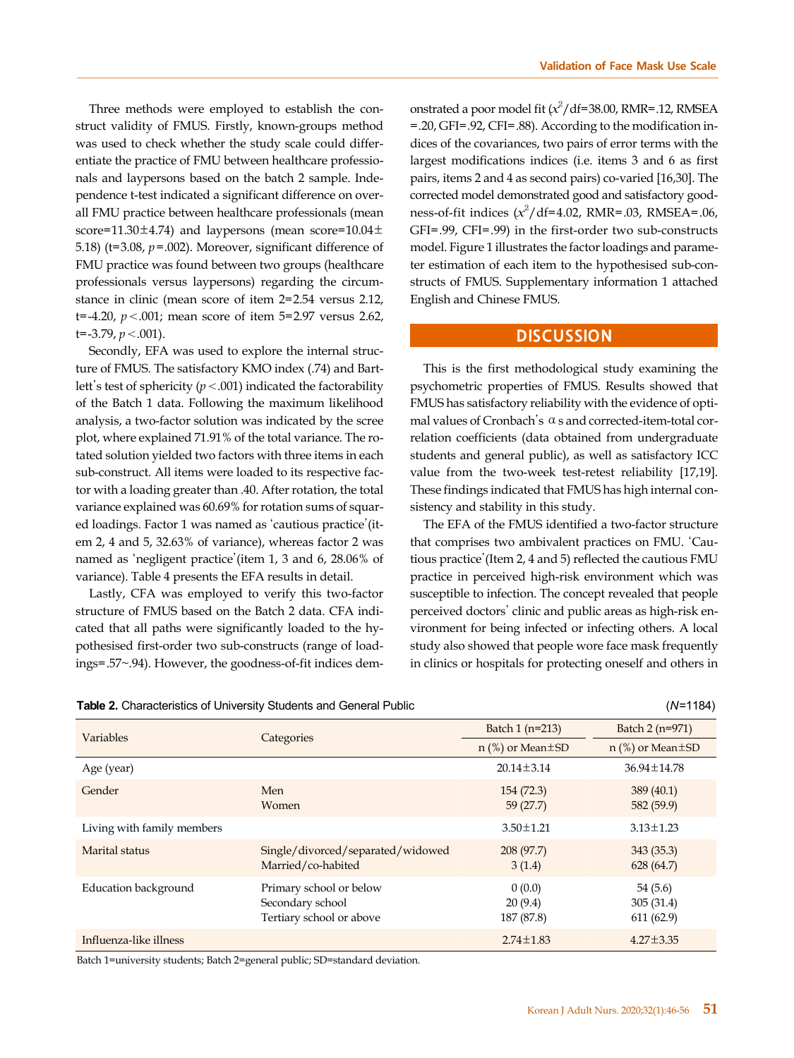Three methods were employed to establish the construct validity of FMUS. Firstly, known-groups method was used to check whether the study scale could differentiate the practice of FMU between healthcare professionals and laypersons based on the batch 2 sample. Independence t-test indicated a significant difference on overall FMU practice between healthcare professionals (mean score=11.30±4.74) and laypersons (mean score=10.04±5.18) (t=3.08, $p$=.002). Moreover, significant difference of FMU practice was found between two groups (healthcare professionals versus laypersons) regarding the circumstance in clinic (mean score of item 2=2.54 versus 2.12, t=-4.20, $p<.001$; mean score of item 5=2.97 versus 2.62, t=-3.79, $p<.001$).

Secondly, EFA was used to explore the internal structure of FMUS. The satisfactory KMO index (.74) and Bartlett's test of sphericity ($p<.001$) indicated the factorability of the Batch 1 data. Following the maximum likelihood analysis, a two-factor solution was indicated by the scree plot, where explained 71.91% of the total variance. The rotated solution yielded two factors with three items in each sub-construct. All items were loaded to its respective factor with a loading greater than .40. After rotation, the total variance explained was 60.69% for rotation sums of squared loadings. Factor 1 was named as 'cautious practice'(item 2, 4 and 5, 32.63% of variance), whereas factor 2 was named as 'negligent practice'(item 1, 3 and 6, 28.06% of variance). Table 4 presents the EFA results in detail.

Lastly, CFA was employed to verify this two-factor structure of FMUS based on the Batch 2 data. CFA indicated that all paths were significantly loaded to the hypothesised first-order two sub-constructs (range of loadings=.57~.94). However, the goodness-of-fit indices demonstrated a poor model fit ($x^2$/df=38.00, RMR=.12, RMSEA=.20, GFI=.92, CFI=.88). According to the modification indices of the covariances, two pairs of error terms with the largest modifications indices (i.e. items 3 and 6 as first pairs, items 2 and 4 as second pairs) co-varied [16,30]. The corrected model demonstrated good and satisfactory goodness-of-fit indices ($x^2$/df=4.02, RMR=.03, RMSEA=.06, GFI=.99, CFI=.99) in the first-order two sub-constructs model. Figure 1 illustrates the factor loadings and parameter estimation of each item to the hypothesised sub-constructs of FMUS. Supplementary information 1 attached English and Chinese FMUS.

## DISCUSSION

This is the first methodological study examining the psychometric properties of FMUS. Results showed that FMUS has satisfactory reliability with the evidence of optimal values of Cronbach's $\alpha$s and corrected-item-total correlation coefficients (data obtained from undergraduate students and general public), as well as satisfactory ICC value from the two-week test-retest reliability [17,19]. These findings indicated that FMUS has high internal consistency and stability in this study.

The EFA of the FMUS identified a two-factor structure that comprises two ambivalent practices on FMU. 'Cautious practice'(Item 2, 4 and 5) reflected the cautious FMU practice in perceived high-risk environment which was susceptible to infection. The concept revealed that people perceived doctors' clinic and public areas as high-risk environment for being infected or infecting others. A local study also showed that people wore face mask frequently in clinics or hospitals for protecting oneself and others in

**Table 2.** Characteristics of University Students and General Public (*N*=1184)

| Variables | Categories | Batch 1 (n=213) | Batch 2 (n=971) |
|---|---|---|---|
| | | n (%) or Mean±SD | n (%) or Mean±SD |
| Age (year) | | 20.14±3.14 | 36.94±14.78 |
| Gender | Men<br>Women | 154 (72.3)<br>59 (27.7) | 389 (40.1)<br>582 (59.9) |
| Living with family members | | 3.50±1.21 | 3.13±1.23 |
| Marital status | Single/divorced/separated/widowed<br>Married/co-habited | 208 (97.7)<br>3 (1.4) | 343 (35.3)<br>628 (64.7) |
| Education background | Primary school or below<br>Secondary school<br>Tertiary school or above | 0 (0.0)<br>20 (9.4)<br>187 (87.8) | 54 (5.6)<br>305 (31.4)<br>611 (62.9) |
| Influenza-like illness | | 2.74±1.83 | 4.27±3.35 |

Batch 1=university students; Batch 2=general public; SD=standard deviation.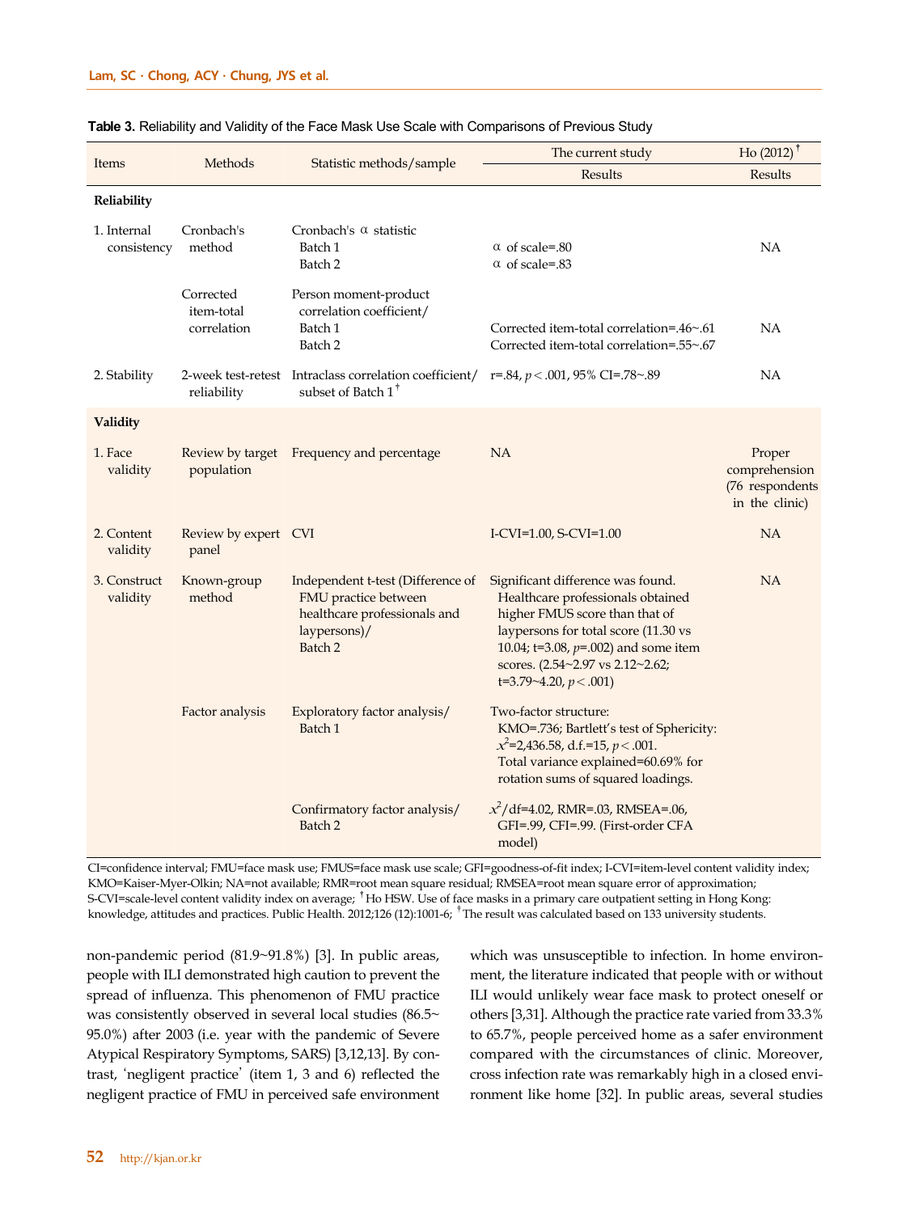**Table 3.** Reliability and Validity of the Face Mask Use Scale with Comparisons of Previous Study

| Items | Methods | Statistic methods/sample | The current study | Ho (2012)[†] |
|---|---|---|---|---|
| | | | Results | Results |
| **Reliability** | | | | |
| 1. Internal consistency | Cronbach's method | Cronbach's α statistic<br>Batch 1<br>Batch 2 | <br>α of scale=.80<br>α of scale=.83 | NA |
| | Corrected item-total correlation | Person moment-product correlation coefficient/<br>Batch 1<br>Batch 2 | <br>Corrected item-total correlation=.46~.61<br>Corrected item-total correlation=.55~.67 | NA |
| 2. Stability | 2-week test-retest reliability | Intraclass correlation coefficient/ subset of Batch 1[‡] | r=.84, $p<.001$, 95% CI=.78~.89 | NA |
| **Validity** | | | | |
| 1. Face validity | Review by target population | Frequency and percentage | NA | Proper comprehension (76 respondents in the clinic) |
| 2. Content validity | Review by expert panel | CVI | I-CVI=1.00, S-CVI=1.00 | NA |
| 3. Construct validity | Known-group method | Independent t-test (Difference of FMU practice between healthcare professionals and laypersons)/<br>Batch 2 | Significant difference was found. Healthcare professionals obtained higher FMUS score than that of laypersons for total score (11.30 vs 10.04; t=3.08, $p$=.002) and some item scores. (2.54~2.97 vs 2.12~2.62; t=3.79~4.20, $p<.001$) | NA |
| | Factor analysis | Exploratory factor analysis/<br>Batch 1 | Two-factor structure:<br>KMO=.736; Bartlett's test of Sphericity: $x^2$=2,436.58, d.f.=15, $p<.001$.<br>Total variance explained=60.69% for rotation sums of squared loadings. | |
| | | Confirmatory factor analysis/<br>Batch 2 | $x^2$/df=4.02, RMR=.03, RMSEA=.06, GFI=.99, CFI=.99. (First-order CFA model) | |

CI=confidence interval; FMU=face mask use; FMUS=face mask use scale; GFI=goodness-of-fit index; I-CVI=item-level content validity index; KMO=Kaiser-Myer-Olkin; NA=not available; RMR=root mean square residual; RMSEA=root mean square error of approximation; S-CVI=scale-level content validity index on average; [†]Ho HSW. Use of face masks in a primary care outpatient setting in Hong Kong: knowledge, attitudes and practices. Public Health. 2012;126 (12):1001-6; [‡]The result was calculated based on 133 university students.

non-pandemic period (81.9~91.8%) [3]. In public areas, people with ILI demonstrated high caution to prevent the spread of influenza. This phenomenon of FMU practice was consistently observed in several local studies (86.5~95.0%) after 2003 (i.e. year with the pandemic of Severe Atypical Respiratory Symptoms, SARS) [3,12,13]. By contrast, 'negligent practice' (item 1, 3 and 6) reflected the negligent practice of FMU in perceived safe environment which was unsusceptible to infection. In home environment, the literature indicated that people with or without ILI would unlikely wear face mask to protect oneself or others [3,31]. Although the practice rate varied from 33.3% to 65.7%, people perceived home as a safer environment compared with the circumstances of clinic. Moreover, cross infection rate was remarkably high in a closed environment like home [32]. In public areas, several studies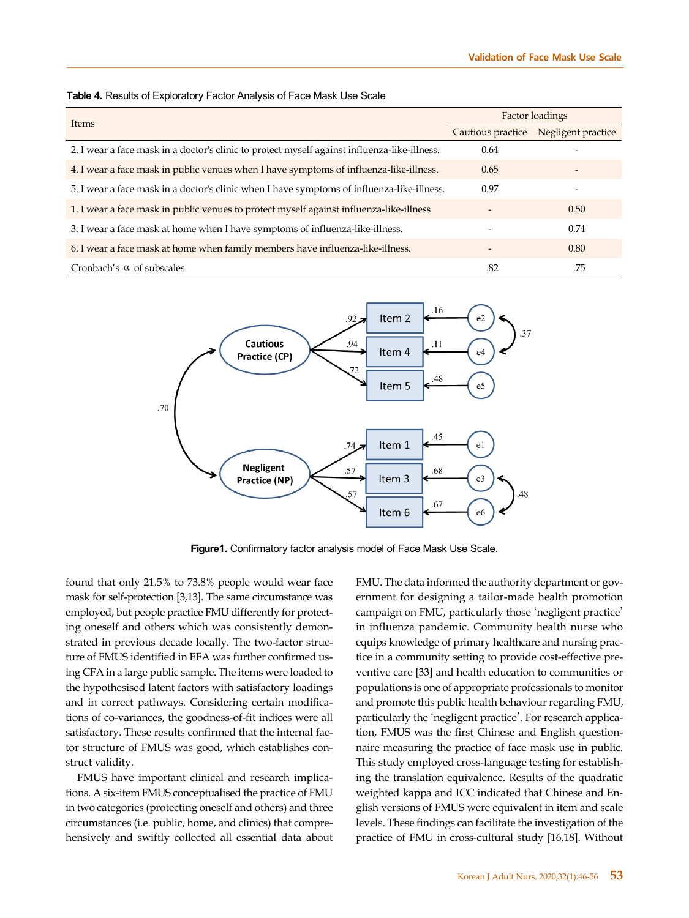**Table 4.** Results of Exploratory Factor Analysis of Face Mask Use Scale

| Items | Factor loadings | |
|---|---|---|
| | Cautious practice | Negligent practice |
| 2. I wear a face mask in a doctor's clinic to protect myself against influenza-like-illness. | 0.64 | - |
| 4. I wear a face mask in public venues when I have symptoms of influenza-like-illness. | 0.65 | - |
| 5. I wear a face mask in a doctor's clinic when I have symptoms of influenza-like-illness. | 0.97 | - |
| 1. I wear a face mask in public venues to protect myself against influenza-like-illness | - | 0.50 |
| 3. I wear a face mask at home when I have symptoms of influenza-like-illness. | - | 0.74 |
| 6. I wear a face mask at home when family members have influenza-like-illness. | - | 0.80 |
| Cronbach's α of subscales | .82 | .75 |

**Figure1.** Confirmatory factor analysis model of Face Mask Use Scale.

found that only 21.5% to 73.8% people would wear face mask for self-protection [3,13]. The same circumstance was employed, but people practice FMU differently for protecting oneself and others which was consistently demonstrated in previous decade locally. The two-factor structure of FMUS identified in EFA was further confirmed using CFA in a large public sample. The items were loaded to the hypothesised latent factors with satisfactory loadings and in correct pathways. Considering certain modifications of co-variances, the goodness-of-fit indices were all satisfactory. These results confirmed that the internal factor structure of FMUS was good, which establishes construct validity.

FMUS have important clinical and research implications. A six-item FMUS conceptualised the practice of FMU in two categories (protecting oneself and others) and three circumstances (i.e. public, home, and clinics) that comprehensively and swiftly collected all essential data about FMU. The data informed the authority department or government for designing a tailor-made health promotion campaign on FMU, particularly those 'negligent practice' in influenza pandemic. Community health nurse who equips knowledge of primary healthcare and nursing practice in a community setting to provide cost-effective preventive care [33] and health education to communities or populations is one of appropriate professionals to monitor and promote this public health behaviour regarding FMU, particularly the 'negligent practice'. For research application, FMUS was the first Chinese and English questionnaire measuring the practice of face mask use in public. This study employed cross-language testing for establishing the translation equivalence. Results of the quadratic weighted kappa and ICC indicated that Chinese and English versions of FMUS were equivalent in item and scale levels. These findings can facilitate the investigation of the practice of FMU in cross-cultural study [16,18]. Without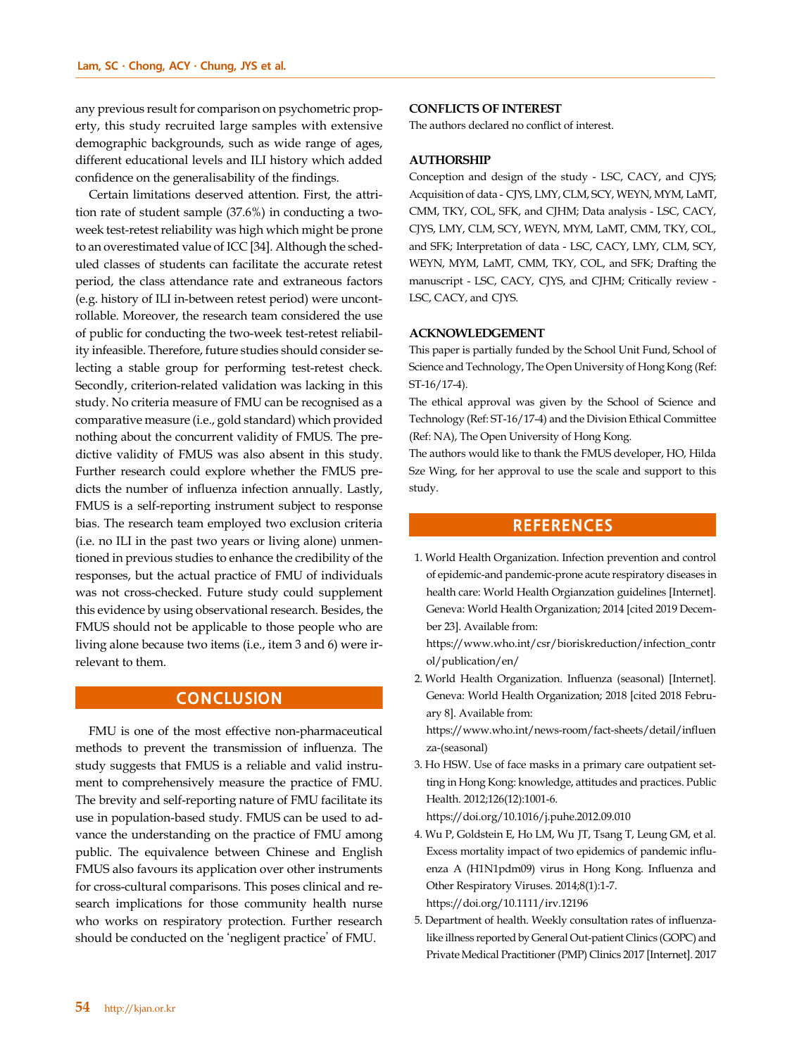any previous result for comparison on psychometric property, this study recruited large samples with extensive demographic backgrounds, such as wide range of ages, different educational levels and ILI history which added confidence on the generalisability of the findings.

Certain limitations deserved attention. First, the attrition rate of student sample (37.6%) in conducting a two-week test-retest reliability was high which might be prone to an overestimated value of ICC [34]. Although the scheduled classes of students can facilitate the accurate retest period, the class attendance rate and extraneous factors (e.g. history of ILI in-between retest period) were uncontrollable. Moreover, the research team considered the use of public for conducting the two-week test-retest reliability infeasible. Therefore, future studies should consider selecting a stable group for performing test-retest check. Secondly, criterion-related validation was lacking in this study. No criteria measure of FMU can be recognised as a comparative measure (i.e., gold standard) which provided nothing about the concurrent validity of FMUS. The predictive validity of FMUS was also absent in this study. Further research could explore whether the FMUS predicts the number of influenza infection annually. Lastly, FMUS is a self-reporting instrument subject to response bias. The research team employed two exclusion criteria (i.e. no ILI in the past two years or living alone) unmentioned in previous studies to enhance the credibility of the responses, but the actual practice of FMU of individuals was not cross-checked. Future study could supplement this evidence by using observational research. Besides, the FMUS should not be applicable to those people who are living alone because two items (i.e., item 3 and 6) were irrelevant to them.

## CONCLUSION

FMU is one of the most effective non-pharmaceutical methods to prevent the transmission of influenza. The study suggests that FMUS is a reliable and valid instrument to comprehensively measure the practice of FMU. The brevity and self-reporting nature of FMU facilitate its use in population-based study. FMUS can be used to advance the understanding on the practice of FMU among public. The equivalence between Chinese and English FMUS also favours its application over other instruments for cross-cultural comparisons. This poses clinical and research implications for those community health nurse who works on respiratory protection. Further research should be conducted on the 'negligent practice' of FMU.

**CONFLICTS OF INTEREST**

The authors declared no conflict of interest.

**AUTHORSHIP**

Conception and design of the study - LSC, CACY, and CJYS; Acquisition of data - CJYS, LMY, CLM, SCY, WEYN, MYM, LaMT, CMM, TKY, COL, SFK, and CJHM; Data analysis - LSC, CACY, CJYS, LMY, CLM, SCY, WEYN, MYM, LaMT, CMM, TKY, COL, and SFK; Interpretation of data - LSC, CACY, LMY, CLM, SCY, WEYN, MYM, LaMT, CMM, TKY, COL, and SFK; Drafting the manuscript - LSC, CACY, CJYS, and CJHM; Critically review - LSC, CACY, and CJYS.

**ACKNOWLEDGEMENT**

This paper is partially funded by the School Unit Fund, School of Science and Technology, The Open University of Hong Kong (Ref: ST-16/17-4).

The ethical approval was given by the School of Science and Technology (Ref: ST-16/17-4) and the Division Ethical Committee (Ref: NA), The Open University of Hong Kong.

The authors would like to thank the FMUS developer, HO, Hilda Sze Wing, for her approval to use the scale and support to this study.

## REFERENCES

1. World Health Organization. Infection prevention and control of epidemic-and pandemic-prone acute respiratory diseases in health care: World Health Orgianzation guidelines [Internet]. Geneva: World Health Organization; 2014 [cited 2019 December 23]. Available from: https://www.who.int/csr/bioriskreduction/infection_control/publication/en/
2. World Health Organization. Influenza (seasonal) [Internet]. Geneva: World Health Organization; 2018 [cited 2018 February 8]. Available from: https://www.who.int/news-room/fact-sheets/detail/influenza-(seasonal)
3. Ho HSW. Use of face masks in a primary care outpatient setting in Hong Kong: knowledge, attitudes and practices. Public Health. 2012;126(12):1001-6. https://doi.org/10.1016/j.puhe.2012.09.010
4. Wu P, Goldstein E, Ho LM, Wu JT, Tsang T, Leung GM, et al. Excess mortality impact of two epidemics of pandemic influenza A (H1N1pdm09) virus in Hong Kong. Influenza and Other Respiratory Viruses. 2014;8(1):1-7. https://doi.org/10.1111/irv.12196
5. Department of health. Weekly consultation rates of influenza-like illness reported by General Out-patient Clinics (GOPC) and Private Medical Practitioner (PMP) Clinics 2017 [Internet]. 2017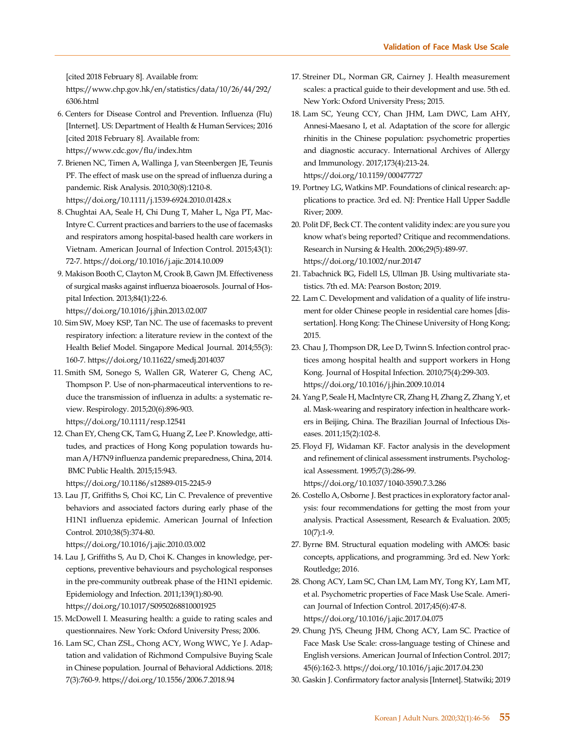[cited 2018 February 8]. Available from: https://www.chp.gov.hk/en/statistics/data/10/26/44/292/6306.html

6. Centers for Disease Control and Prevention. Influenza (Flu) [Internet]. US: Department of Health & Human Services; 2016 [cited 2018 February 8]. Available from: https://www.cdc.gov/flu/index.htm
7. Brienen NC, Timen A, Wallinga J, van Steenbergen JE, Teunis PF. The effect of mask use on the spread of influenza during a pandemic. Risk Analysis. 2010;30(8):1210-8. https://doi.org/10.1111/j.1539-6924.2010.01428.x
8. Chughtai AA, Seale H, Chi Dung T, Maher L, Nga PT, MacIntyre C. Current practices and barriers to the use of facemasks and respirators among hospital-based health care workers in Vietnam. American Journal of Infection Control. 2015;43(1):72-7. https://doi.org/10.1016/j.ajic.2014.10.009
9. Makison Booth C, Clayton M, Crook B, Gawn JM. Effectiveness of surgical masks against influenza bioaerosols. Journal of Hospital Infection. 2013;84(1):22-6. https://doi.org/10.1016/j.jhin.2013.02.007
10. Sim SW, Moey KSP, Tan NC. The use of facemasks to prevent respiratory infection: a literature review in the context of the Health Belief Model. Singapore Medical Journal. 2014;55(3):160-7. https://doi.org/10.11622/smedj.2014037
11. Smith SM, Sonego S, Wallen GR, Waterer G, Cheng AC, Thompson P. Use of non-pharmaceutical interventions to reduce the transmission of influenza in adults: a systematic review. Respirology. 2015;20(6):896-903. https://doi.org/10.1111/resp.12541
12. Chan EY, Cheng CK, Tam G, Huang Z, Lee P. Knowledge, attitudes, and practices of Hong Kong population towards human A/H7N9 influenza pandemic preparedness, China, 2014. BMC Public Health. 2015;15:943. https://doi.org/10.1186/s12889-015-2245-9
13. Lau JT, Griffiths S, Choi KC, Lin C. Prevalence of preventive behaviors and associated factors during early phase of the H1N1 influenza epidemic. American Journal of Infection Control. 2010;38(5):374-80. https://doi.org/10.1016/j.ajic.2010.03.002
14. Lau J, Griffiths S, Au D, Choi K. Changes in knowledge, perceptions, preventive behaviours and psychological responses in the pre-community outbreak phase of the H1N1 epidemic. Epidemiology and Infection. 2011;139(1):80-90. https://doi.org/10.1017/S0950268810001925
15. McDowell I. Measuring health: a guide to rating scales and questionnaires. New York: Oxford University Press; 2006.
16. Lam SC, Chan ZSL, Chong ACY, Wong WWC, Ye J. Adaptation and validation of Richmond Compulsive Buying Scale in Chinese population. Journal of Behavioral Addictions. 2018;7(3):760-9. https://doi.org/10.1556/2006.7.2018.94
17. Streiner DL, Norman GR, Cairney J. Health measurement scales: a practical guide to their development and use. 5th ed. New York: Oxford University Press; 2015.
18. Lam SC, Yeung CCY, Chan JHM, Lam DWC, Lam AHY, Annesi-Maesano I, et al. Adaptation of the score for allergic rhinitis in the Chinese population: psychometric properties and diagnostic accuracy. International Archives of Allergy and Immunology. 2017;173(4):213-24. https://doi.org/10.1159/000477727
19. Portney LG, Watkins MP. Foundations of clinical research: applications to practice. 3rd ed. NJ: Prentice Hall Upper Saddle River; 2009.
20. Polit DF, Beck CT. The content validity index: are you sure you know what's being reported? Critique and recommendations. Research in Nursing & Health. 2006;29(5):489-97. https://doi.org/10.1002/nur.20147
21. Tabachnick BG, Fidell LS, Ullman JB. Using multivariate statistics. 7th ed. MA: Pearson Boston; 2019.
22. Lam C. Development and validation of a quality of life instrument for older Chinese people in residential care homes [dissertation]. Hong Kong: The Chinese University of Hong Kong; 2015.
23. Chau J, Thompson DR, Lee D, Twinn S. Infection control practices among hospital health and support workers in Hong Kong. Journal of Hospital Infection. 2010;75(4):299-303. https://doi.org/10.1016/j.jhin.2009.10.014
24. Yang P, Seale H, MacIntyre CR, Zhang H, Zhang Z, Zhang Y, et al. Mask-wearing and respiratory infection in healthcare workers in Beijing, China. The Brazilian Journal of Infectious Diseases. 2011;15(2):102-8.
25. Floyd FJ, Widaman KF. Factor analysis in the development and refinement of clinical assessment instruments. Psychological Assessment. 1995;7(3):286-99. https://doi.org/10.1037/1040-3590.7.3.286
26. Costello A, Osborne J. Best practices in exploratory factor analysis: four recommendations for getting the most from your analysis. Practical Assessment, Research & Evaluation. 2005;10(7):1-9.
27. Byrne BM. Structural equation modeling with AMOS: basic concepts, applications, and programming. 3rd ed. New York: Routledge; 2016.
28. Chong ACY, Lam SC, Chan LM, Lam MY, Tong KY, Lam MT, et al. Psychometric properties of Face Mask Use Scale. American Journal of Infection Control. 2017;45(6):47-8. https://doi.org/10.1016/j.ajic.2017.04.075
29. Chung JYS, Cheung JHM, Chong ACY, Lam SC. Practice of Face Mask Use Scale: cross-language testing of Chinese and English versions. American Journal of Infection Control. 2017;45(6):162-3. https://doi.org/10.1016/j.ajic.2017.04.230
30. Gaskin J. Confirmatory factor analysis [Internet]. Statwiki; 2019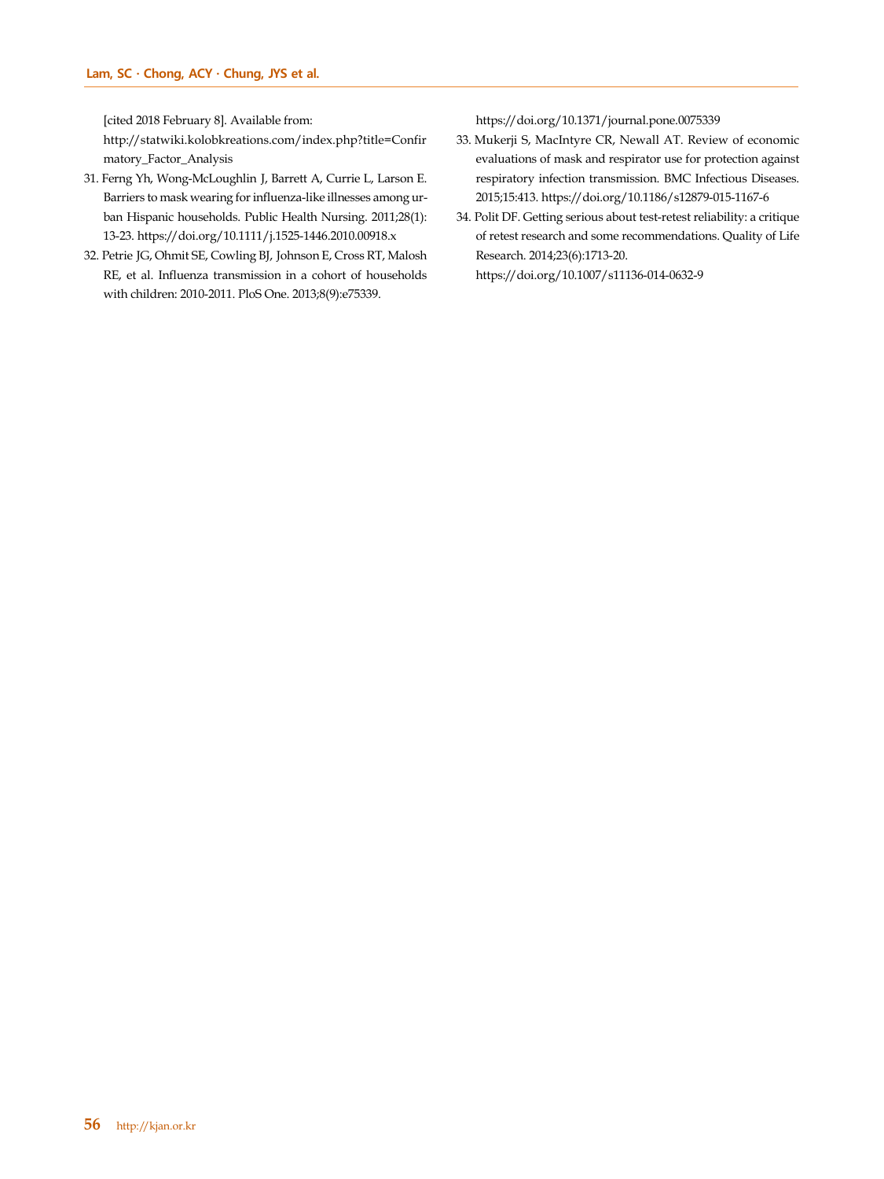[cited 2018 February 8]. Available from: http://statwiki.kolobkreations.com/index.php?title=Confirmatory_Factor_Analysis

31. Ferng Yh, Wong-McLoughlin J, Barrett A, Currie L, Larson E. Barriers to mask wearing for influenza-like illnesses among urban Hispanic households. Public Health Nursing. 2011;28(1):13-23. https://doi.org/10.1111/j.1525-1446.2010.00918.x
32. Petrie JG, Ohmit SE, Cowling BJ, Johnson E, Cross RT, Malosh RE, et al. Influenza transmission in a cohort of households with children: 2010-2011. PloS One. 2013;8(9):e75339. https://doi.org/10.1371/journal.pone.0075339
33. Mukerji S, MacIntyre CR, Newall AT. Review of economic evaluations of mask and respirator use for protection against respiratory infection transmission. BMC Infectious Diseases. 2015;15:413. https://doi.org/10.1186/s12879-015-1167-6
34. Polit DF. Getting serious about test-retest reliability: a critique of retest research and some recommendations. Quality of Life Research. 2014;23(6):1713-20. https://doi.org/10.1007/s11136-014-0632-9